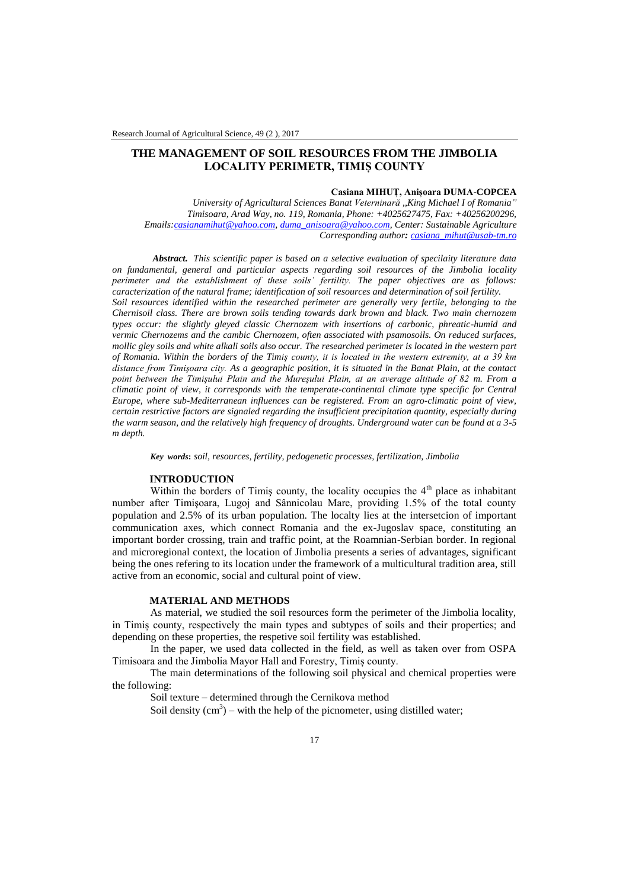# THE MANAGEMENT OF SOIL RESOURCES FROM THE JIMBOLIA LOCALITY PERIMETR, TIMIȘ COUNTY

**Casiana MIHUȚ, Anișoara DUMA-COPCEA**

*University of Agricultural Sciences Banat Veterinară „King Michael I of Romania" Timisoara, Arad Way, no. 119, Romania, Phone: +4025627475, Fax: +40256200296, Emails:casianamihut@yahoo.com, duma_anisoara@yahoo.com, Center: Sustainable Agriculture Corresponding author: casiana_mihut@usab-tm.ro*

***Abstract.*** *This scientific paper is based on a selective evaluation of specilaity literature data on fundamental, general and particular aspects regarding soil resources of the Jimbolia locality perimeter and the establishment of these soils' fertility. The paper objectives are as follows: caracterization of the natural frame; identification of soil resources and determination of soil fertility. Soil resources identified within the researched perimeter are generally very fertile, belonging to the Chernisoil class. There are brown soils tending towards dark brown and black. Two main chernozem types occur: the slightly gleyed classic Chernozem with insertions of carbonic, phreatic-humid and vermic Chernozems and the cambic Chernozem, often associated with psamosoils. On reduced surfaces, mollic gley soils and white alkali soils also occur. The researched perimeter is located in the western part of Romania. Within the borders of the Timiș county, it is located in the western extremity, at a 39 km distance from Timișoara city. As a geographic position, it is situated in the Banat Plain, at the contact point between the Timișului Plain and the Mureșului Plain, at an average altitude of 82 m. From a climatic point of view, it corresponds with the temperate-continental climate type specific for Central Europe, where sub-Mediterranean influences can be registered. From an agro-climatic point of view, certain restrictive factors are signaled regarding the insufficient precipitation quantity, especially during the warm season, and the relatively high frequency of droughts. Underground water can be found at a 3-5 m depth.*

***Key words*****:** *soil, resources, fertility, pedogenetic processes, fertilization, Jimbolia*

## INTRODUCTION

Within the borders of Timiș county, the locality occupies the 4th place as inhabitant number after Timișoara, Lugoj and Sânnicolau Mare, providing 1.5% of the total county population and 2.5% of its urban population. The localty lies at the intersetcion of important communication axes, which connect Romania and the ex-Jugoslav space, constituting an important border crossing, train and traffic point, at the Roamnian-Serbian border. In regional and microregional context, the location of Jimbolia presents a series of advantages, significant being the ones refering to its location under the framework of a multicultural tradition area, still active from an economic, social and cultural point of view.

## MATERIAL AND METHODS

As material, we studied the soil resources form the perimeter of the Jimbolia locality, in Timiș county, respectively the main types and subtypes of soils and their properties; and depending on these properties, the respetive soil fertility was established.

In the paper, we used data collected in the field, as well as taken over from OSPA Timisoara and the Jimbolia Mayor Hall and Forestry, Timiș county.

The main determinations of the following soil physical and chemical properties were the following:

Soil texture – determined through the Cernikova method

Soil density ($cm^3$) – with the help of the picnometer, using distilled water;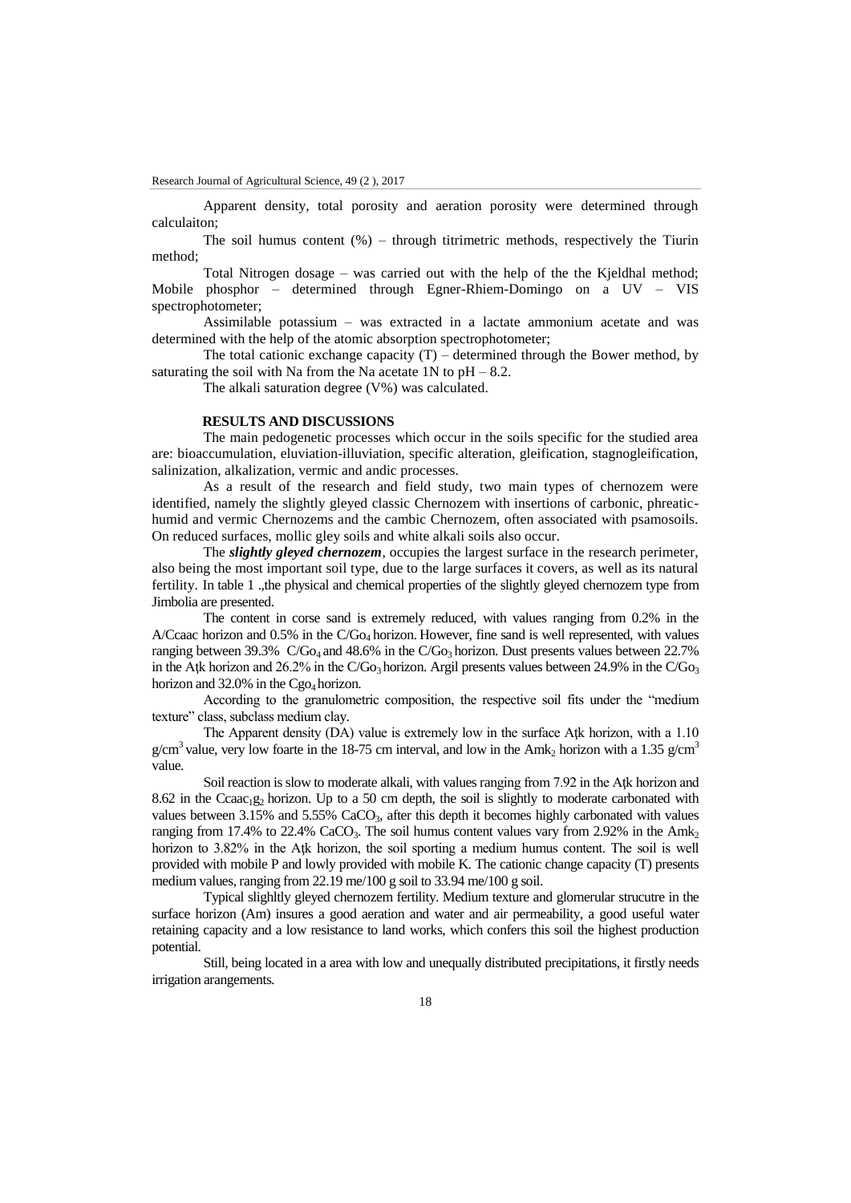Apparent density, total porosity and aeration porosity were determined through calculaiton;

The soil humus content (%) – through titrimetric methods, respectively the Tiurin method;

Total Nitrogen dosage – was carried out with the help of the the Kjeldhal method; Mobile phosphor – determined through Egner-Rhiem-Domingo on a UV – VIS spectrophotometer;

Assimilable potassium – was extracted in a lactate ammonium acetate and was determined with the help of the atomic absorption spectrophotometer;

The total cationic exchange capacity (T) – determined through the Bower method, by saturating the soil with Na from the Na acetate 1N to pH – 8.2.

The alkali saturation degree (V%) was calculated.

## RESULTS AND DISCUSSIONS

The main pedogenetic processes which occur in the soils specific for the studied area are: bioaccumulation, eluviation-illuviation, specific alteration, gleification, stagnogleification, salinization, alkalization, vermic and andic processes.

As a result of the research and field study, two main types of chernozem were identified, namely the slightly gleyed classic Chernozem with insertions of carbonic, phreatic-humid and vermic Chernozems and the cambic Chernozem, often associated with psamosoils. On reduced surfaces, mollic gley soils and white alkali soils also occur.

The ***slightly gleyed chernozem***, occupies the largest surface in the research perimeter, also being the most important soil type, due to the large surfaces it covers, as well as its natural fertility. In table 1 „the physical and chemical properties of the slightly gleyed chernozem type from Jimbolia are presented.

The content in corse sand is extremely reduced, with values ranging from 0.2% in the A/Ccaac horizon and 0.5% in the $C/Go_4$ horizon. However, fine sand is well represented, with values ranging between 39.3% $C/Go_4$ and 48.6% in the $C/Go_3$ horizon. Dust presents values between 22.7% in the Aţk horizon and 26.2% in the $C/Go_3$ horizon. Argil presents values between 24.9% in the $C/Go_3$ horizon and 32.0% in the $Cgo_4$ horizon.

According to the granulometric composition, the respective soil fits under the "medium texture" class, subclass medium clay.

The Apparent density (DA) value is extremely low in the surface Aţk horizon, with a 1.10 $g/cm^3$ value, very low foarte in the 18-75 cm interval, and low in the $Amk_2$ horizon with a 1.35 $g/cm^3$ value.

Soil reaction is slow to moderate alkali, with values ranging from 7.92 in the Aţk horizon and 8.62 in the $Ccaac_1g_2$ horizon. Up to a 50 cm depth, the soil is slightly to moderate carbonated with values between 3.15% and 5.55% $CaCO_3$, after this depth it becomes highly carbonated with values ranging from 17.4% to 22.4% $CaCO_3$. The soil humus content values vary from 2.92% in the $Amk_2$ horizon to 3.82% in the Aţk horizon, the soil sporting a medium humus content. The soil is well provided with mobile P and lowly provided with mobile K. The cationic change capacity (T) presents medium values, ranging from 22.19 me/100 g soil to 33.94 me/100 g soil.

Typical slighltly gleyed chernozem fertility. Medium texture and glomerular strucutre in the surface horizon (Am) insures a good aeration and water and air permeability, a good useful water retaining capacity and a low resistance to land works, which confers this soil the highest production potential.

Still, being located in a area with low and unequally distributed precipitations, it firstly needs irrigation arangements.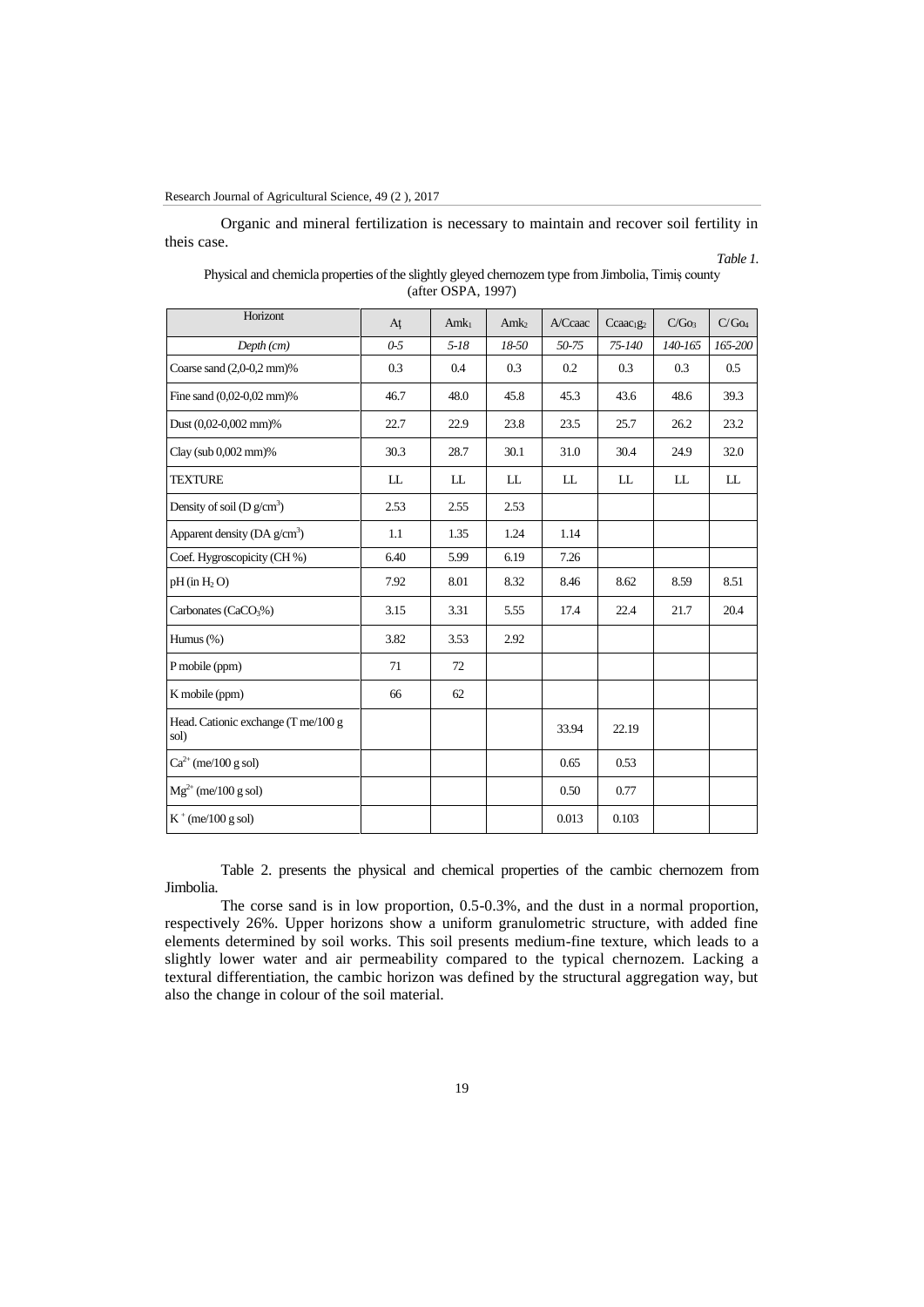Organic and mineral fertilization is necessary to maintain and recover soil fertility in theis case.

*Table 1.*

Physical and chemicla properties of the slightly gleyed chernozem type from Jimbolia, Timiș county (after OSPA, 1997)

| Horizont | Aț | $Amk_1$ | $Amk_2$ | A/Ccaac | $Ccaac_1g_2$ | $C/Go_3$ | $C/Go_4$ |
|---|---|---|---|---|---|---|---|
| *Depth (cm)* | *0-5* | *5-18* | *18-50* | *50-75* | *75-140* | *140-165* | *165-200* |
| Coarse sand (2,0-0,2 mm)% | 0.3 | 0.4 | 0.3 | 0.2 | 0.3 | 0.3 | 0.5 |
| Fine sand (0,02-0,02 mm)% | 46.7 | 48.0 | 45.8 | 45.3 | 43.6 | 48.6 | 39.3 |
| Dust (0,02-0,002 mm)% | 22.7 | 22.9 | 23.8 | 23.5 | 25.7 | 26.2 | 23.2 |
| Clay (sub 0,002 mm)% | 30.3 | 28.7 | 30.1 | 31.0 | 30.4 | 24.9 | 32.0 |
| TEXTURE | LL | LL | LL | LL | LL | LL | LL |
| Density of soil (D $g/cm^3$) | 2.53 | 2.55 | 2.53 | | | | |
| Apparent density (DA $g/cm^3$) | 1.1 | 1.35 | 1.24 | 1.14 | | | |
| Coef. Hygroscopicity (CH %) | 6.40 | 5.99 | 6.19 | 7.26 | | | |
| pH (in $H_2O$) | 7.92 | 8.01 | 8.32 | 8.46 | 8.62 | 8.59 | 8.51 |
| Carbonates ($CaCO_3$%) | 3.15 | 3.31 | 5.55 | 17.4 | 22.4 | 21.7 | 20.4 |
| Humus (%) | 3.82 | 3.53 | 2.92 | | | | |
| P mobile (ppm) | 71 | 72 | | | | | |
| K mobile (ppm) | 66 | 62 | | | | | |
| Head. Cationic exchange (T me/100 g sol) | | | | 33.94 | 22.19 | | |
| $Ca^{2+}$ (me/100 g sol) | | | | 0.65 | 0.53 | | |
| $Mg^{2+}$ (me/100 g sol) | | | | 0.50 | 0.77 | | |
| $K^+$ (me/100 g sol) | | | | 0.013 | 0.103 | | |

Table 2. presents the physical and chemical properties of the cambic chernozem from Jimbolia.

The corse sand is in low proportion, 0.5-0.3%, and the dust in a normal proportion, respectively 26%. Upper horizons show a uniform granulometric structure, with added fine elements determined by soil works. This soil presents medium-fine texture, which leads to a slightly lower water and air permeability compared to the typical chernozem. Lacking a textural differentiation, the cambic horizon was defined by the structural aggregation way, but also the change in colour of the soil material.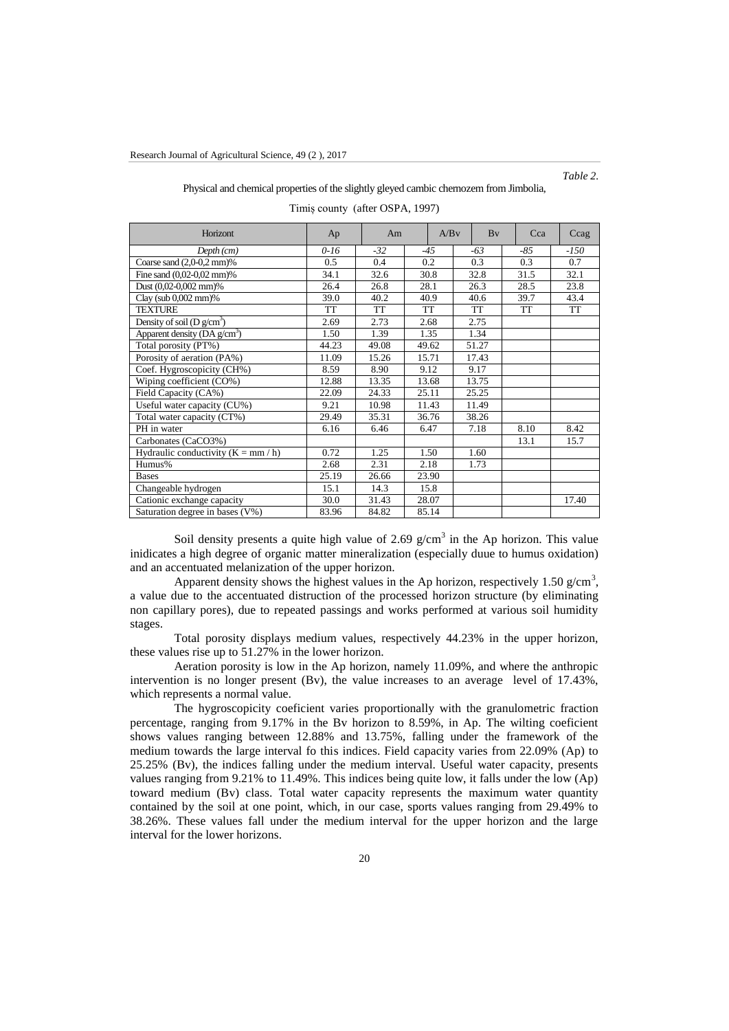*Table 2.*

Physical and chemical properties of the slightly gleyed cambic chernozem from Jimbolia, Timiș county (after OSPA, 1997)

| Horizont | Ap | Am | A/Bv | Bv | Cca | Ccag |
|---|---|---|---|---|---|---|
| *Depth (cm)* | *0-16* | *-32* | *-45* | *-63* | *-85* | *-150* |
| Coarse sand (2,0-0,2 mm)% | 0.5 | 0.4 | 0.2 | 0.3 | 0.3 | 0.7 |
| Fine sand (0,02-0,02 mm)% | 34.1 | 32.6 | 30.8 | 32.8 | 31.5 | 32.1 |
| Dust (0,02-0,002 mm)% | 26.4 | 26.8 | 28.1 | 26.3 | 28.5 | 23.8 |
| Clay (sub 0,002 mm)% | 39.0 | 40.2 | 40.9 | 40.6 | 39.7 | 43.4 |
| TEXTURE | TT | TT | TT | TT | TT | TT |
| Density of soil (D g/cm$^3$) | 2.69 | 2.73 | 2.68 | 2.75 | | |
| Apparent density (DA g/cm$^3$) | 1.50 | 1.39 | 1.35 | 1.34 | | |
| Total porosity (PT%) | 44.23 | 49.08 | 49.62 | 51.27 | | |
| Porosity of aeration (PA%) | 11.09 | 15.26 | 15.71 | 17.43 | | |
| Coef. Hygroscopicity (CH%) | 8.59 | 8.90 | 9.12 | 9.17 | | |
| Wiping coefficient (CO%) | 12.88 | 13.35 | 13.68 | 13.75 | | |
| Field Capacity (CA%) | 22.09 | 24.33 | 25.11 | 25.25 | | |
| Useful water capacity (CU%) | 9.21 | 10.98 | 11.43 | 11.49 | | |
| Total water capacity (CT%) | 29.49 | 35.31 | 36.76 | 38.26 | | |
| PH in water | 6.16 | 6.46 | 6.47 | 7.18 | 8.10 | 8.42 |
| Carbonates (CaCO3%) | | | | | 13.1 | 15.7 |
| Hydraulic conductivity (K = mm / h) | 0.72 | 1.25 | 1.50 | 1.60 | | |
| Humus% | 2.68 | 2.31 | 2.18 | 1.73 | | |
| Bases | 25.19 | 26.66 | 23.90 | | | |
| Changeable hydrogen | 15.1 | 14.3 | 15.8 | | | |
| Cationic exchange capacity | 30.0 | 31.43 | 28.07 | | | 17.40 |
| Saturation degree in bases (V%) | 83.96 | 84.82 | 85.14 | | | |

Soil density presents a quite high value of 2.69 g/cm$^3$ in the Ap horizon. This value inidicates a high degree of organic matter mineralization (especially duue to humus oxidation) and an accentuated melanization of the upper horizon.

Apparent density shows the highest values in the Ap horizon, respectively 1.50 g/cm$^3$, a value due to the accentuated distruction of the processed horizon structure (by eliminating non capillary pores), due to repeated passings and works performed at various soil humidity stages.

Total porosity displays medium values, respectively 44.23% in the upper horizon, these values rise up to 51.27% in the lower horizon.

Aeration porosity is low in the Ap horizon, namely 11.09%, and where the anthropic intervention is no longer present (Bv), the value increases to an average level of 17.43%, which represents a normal value.

The hygroscopicity coeficient varies proportionally with the granulometric fraction percentage, ranging from 9.17% in the Bv horizon to 8.59%, in Ap. The wilting coeficient shows values ranging between 12.88% and 13.75%, falling under the framework of the medium towards the large interval fo this indices. Field capacity varies from 22.09% (Ap) to 25.25% (Bv), the indices falling under the medium interval. Useful water capacity, presents values ranging from 9.21% to 11.49%. This indices being quite low, it falls under the low (Ap) toward medium (Bv) class. Total water capacity represents the maximum water quantity contained by the soil at one point, which, in our case, sports values ranging from 29.49% to 38.26%. These values fall under the medium interval for the upper horizon and the large interval for the lower horizons.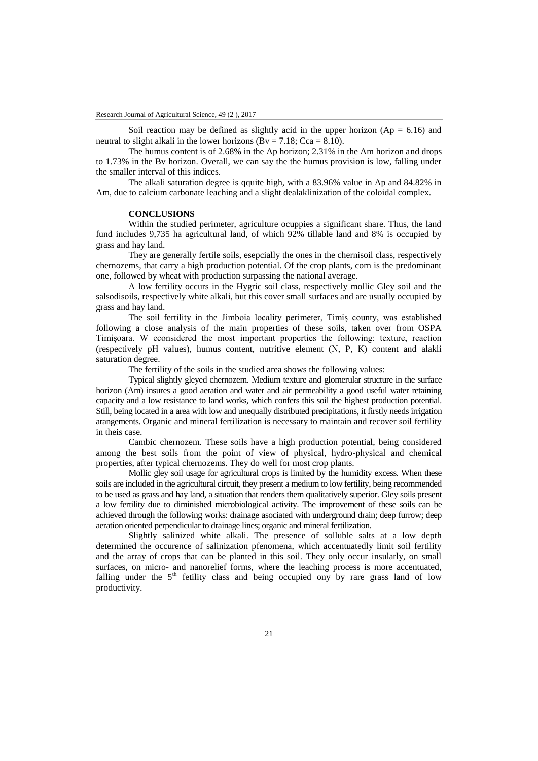Soil reaction may be defined as slightly acid in the upper horizon (Ap = 6.16) and neutral to slight alkali in the lower horizons (Bv = 7.18; Cca = 8.10).

The humus content is of 2.68% in the Ap horizon; 2.31% in the Am horizon and drops to 1.73% in the Bv horizon. Overall, we can say the the humus provision is low, falling under the smaller interval of this indices.

The alkali saturation degree is qquite high, with a 83.96% value in Ap and 84.82% in Am, due to calcium carbonate leaching and a slight dealaklinization of the coloidal complex.

## CONCLUSIONS

Within the studied perimeter, agriculture ocuppies a significant share. Thus, the land fund includes 9,735 ha agricultural land, of which 92% tillable land and 8% is occupied by grass and hay land.

They are generally fertile soils, esepcially the ones in the chernisoil class, respectively chernozems, that carry a high production potential. Of the crop plants, corn is the predominant one, followed by wheat with production surpassing the national average.

A low fertility occurs in the Hygric soil class, respectively mollic Gley soil and the salsodisoils, respectively white alkali, but this cover small surfaces and are usually occupied by grass and hay land.

The soil fertility in the Jimboia locality perimeter, Timiș county, was established following a close analysis of the main properties of these soils, taken over from OSPA Timișoara. W econsidered the most important properties the following: texture, reaction (respectively pH values), humus content, nutritive element (N, P, K) content and alakli saturation degree.

The fertility of the soils in the studied area shows the following values:

Typical slightly gleyed chernozem. Medium texture and glomerular structure in the surface horizon (Am) insures a good aeration and water and air permeability a good useful water retaining capacity and a low resistance to land works, which confers this soil the highest production potential. Still, being located in a area with low and unequally distributed precipitations, it firstly needs irrigation arangements. Organic and mineral fertilization is necessary to maintain and recover soil fertility in theis case.

Cambic chernozem. These soils have a high production potential, being considered among the best soils from the point of view of physical, hydro-physical and chemical properties, after typical chernozems. They do well for most crop plants.

Mollic gley soil usage for agricultural crops is limited by the humidity excess. When these soils are included in the agricultural circuit, they present a medium to low fertility, being recommended to be used as grass and hay land, a situation that renders them qualitatively superior. Gley soils present a low fertility due to diminished microbiological activity. The improvement of these soils can be achieved through the following works: drainage asociated with underground drain; deep furrow; deep aeration oriented perpendicular to drainage lines; organic and mineral fertilization.

Slightly salinized white alkali. The presence of solluble salts at a low depth determined the occurence of salinization pfenomena, which accentuatedly limit soil fertility and the array of crops that can be planted in this soil. They only occur insularly, on small surfaces, on micro- and nanorelief forms, where the leaching process is more accentuated, falling under the 5th fetility class and being occupied ony by rare grass land of low productivity.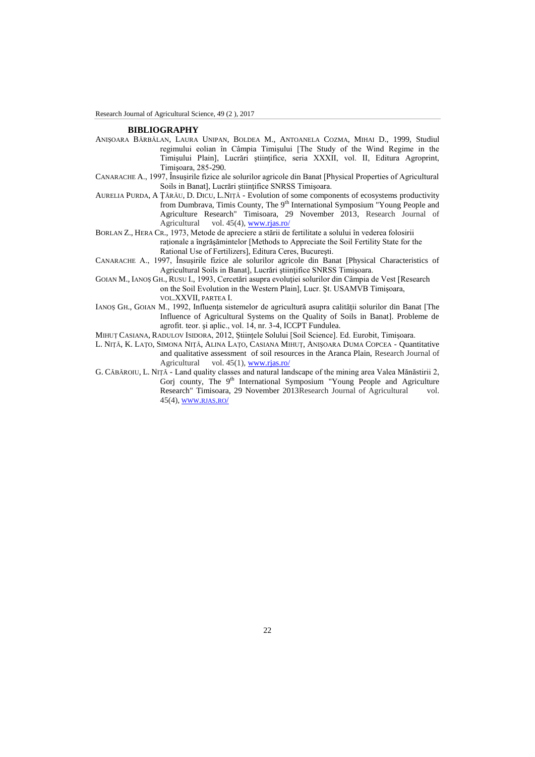## BIBLIOGRAPHY

ANIŞOARA BĂRBĂLAN, LAURA UNIPAN, BOLDEA M., ANTOANELA COZMA, MIHAI D., 1999, Studiul regimului eolian în Câmpia Timişului [The Study of the Wind Regime in the Timişului Plain], Lucrări ştiinţifice, seria XXXII, vol. II, Editura Agroprint, Timişoara, 285-290.

CANARACHE A., 1997, Însuşirile fizice ale solurilor agricole din Banat [Physical Properties of Agricultural Soils in Banat], Lucrări ştiinţifice SNRSS Timişoara.

AURELIA PURDA, A ŢĂRĂU, D. DICU, L.NIŢĂ - Evolution of some components of ecosystems productivity from Dumbrava, Timis County, The 9th International Symposium "Young People and Agriculture Research" Timisoara, 29 November 2013, Research Journal of Agricultural vol. 45(4), www.rjas.ro/

BORLAN Z., HERA CR., 1973, Metode de apreciere a stării de fertilitate a solului în vederea folosirii raţionale a îngrăşămintelor [Methods to Appreciate the Soil Fertility State for the Rational Use of Fertilizers], Editura Ceres, Bucureşti.

CANARACHE A., 1997, Însuşirile fizice ale solurilor agricole din Banat [Physical Characteristics of Agricultural Soils in Banat], Lucrări ştiinţifice SNRSS Timişoara.

GOIAN M., IANOŞ GH., RUSU I., 1993, Cercetări asupra evoluţiei solurilor din Câmpia de Vest [Research on the Soil Evolution in the Western Plain], Lucr. Şt. USAMVB Timişoara, VOL.XXVII, PARTEA I.

IANOŞ GH., GOIAN M., 1992, Influenţa sistemelor de agricultură asupra calităţii solurilor din Banat [The Influence of Agricultural Systems on the Quality of Soils in Banat]. Probleme de agrofit. teor. şi aplic., vol. 14, nr. 3-4, ICCPT Fundulea.

MIHUŢ CASIANA, RADULOV ISIDORA, 2012, Ştiinţele Solului [Soil Science]. Ed. Eurobit, Timişoara.

L. NIŢĂ, K. LAŢO, SIMONA NIŢĂ, ALINA LAŢO, CASIANA MIHUŢ, ANIŞOARA DUMA COPCEA - Quantitative and qualitative assessment of soil resources in the Aranca Plain, Research Journal of Agricultural vol. 45(1), www.rjas.ro/

G. CĂBĂROIU, L. NIŢĂ - Land quality classes and natural landscape of the mining area Valea Mănăstirii 2, Gorj county, The 9th International Symposium "Young People and Agriculture Research" Timisoara, 29 November 2013Research Journal of Agricultural vol. 45(4), WWW.RJAS.RO/